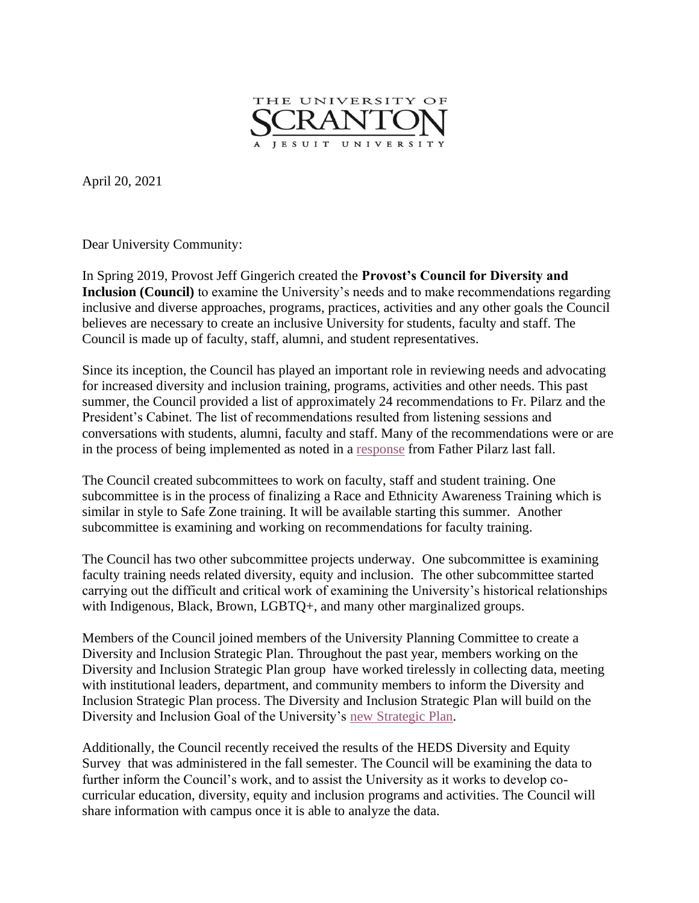THE UNIVERSITY OF
SCRANTON
A JESUIT UNIVERSITY

April 20, 2021

Dear University Community:

In Spring 2019, Provost Jeff Gingerich created the **Provost's Council for Diversity and Inclusion (Council)** to examine the University's needs and to make recommendations regarding inclusive and diverse approaches, programs, practices, activities and any other goals the Council believes are necessary to create an inclusive University for students, faculty and staff. The Council is made up of faculty, staff, alumni, and student representatives.

Since its inception, the Council has played an important role in reviewing needs and advocating for increased diversity and inclusion training, programs, activities and other needs. This past summer, the Council provided a list of approximately 24 recommendations to Fr. Pilarz and the President's Cabinet. The list of recommendations resulted from listening sessions and conversations with students, alumni, faculty and staff. Many of the recommendations were or are in the process of being implemented as noted in a response from Father Pilarz last fall.

The Council created subcommittees to work on faculty, staff and student training. One subcommittee is in the process of finalizing a Race and Ethnicity Awareness Training which is similar in style to Safe Zone training. It will be available starting this summer. Another subcommittee is examining and working on recommendations for faculty training.

The Council has two other subcommittee projects underway. One subcommittee is examining faculty training needs related diversity, equity and inclusion. The other subcommittee started carrying out the difficult and critical work of examining the University's historical relationships with Indigenous, Black, Brown, LGBTQ+, and many other marginalized groups.

Members of the Council joined members of the University Planning Committee to create a Diversity and Inclusion Strategic Plan. Throughout the past year, members working on the Diversity and Inclusion Strategic Plan group have worked tirelessly in collecting data, meeting with institutional leaders, department, and community members to inform the Diversity and Inclusion Strategic Plan process. The Diversity and Inclusion Strategic Plan will build on the Diversity and Inclusion Goal of the University's new Strategic Plan.

Additionally, the Council recently received the results of the HEDS Diversity and Equity Survey that was administered in the fall semester. The Council will be examining the data to further inform the Council's work, and to assist the University as it works to develop co-curricular education, diversity, equity and inclusion programs and activities. The Council will share information with campus once it is able to analyze the data.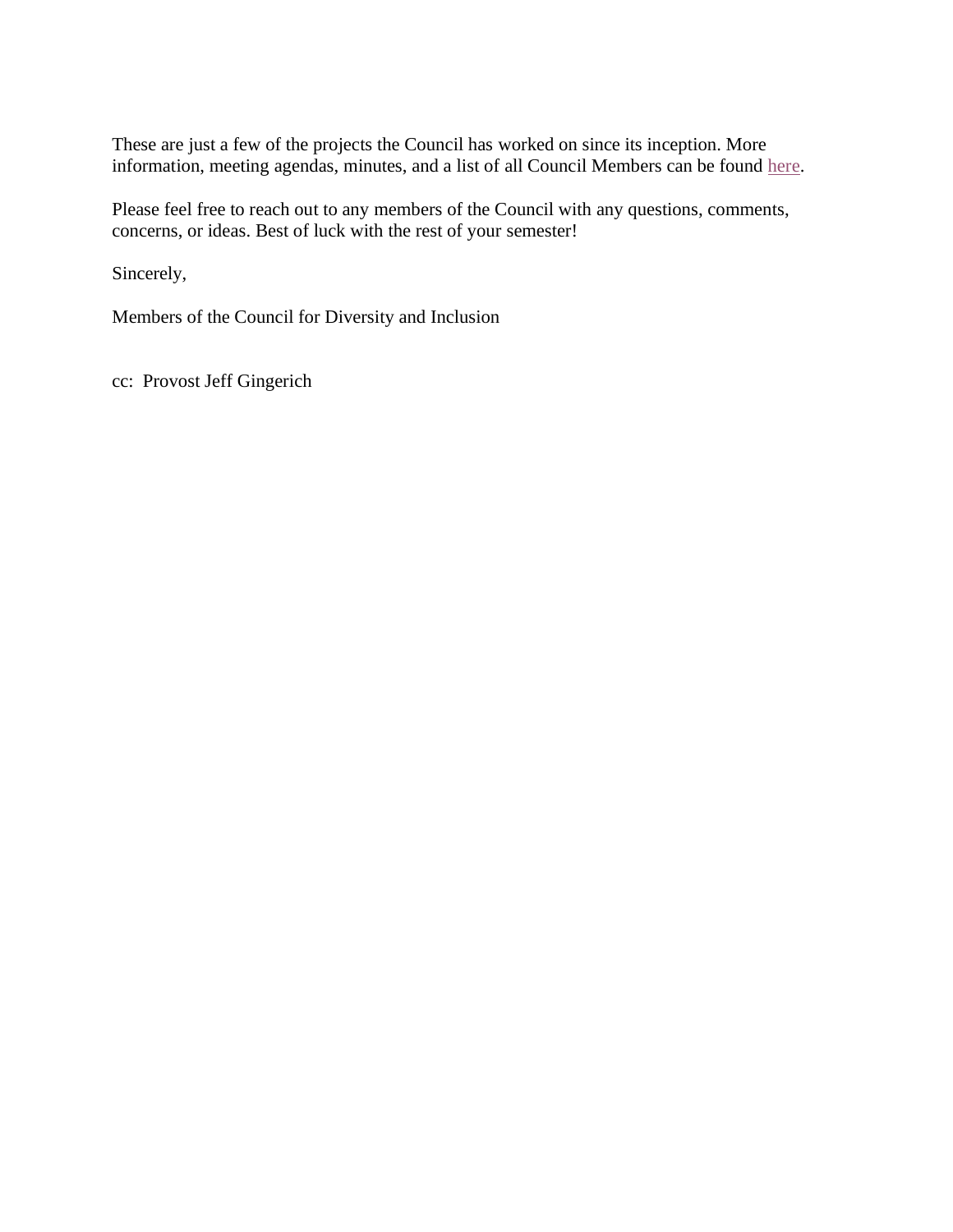These are just a few of the projects the Council has worked on since its inception. More information, meeting agendas, minutes, and a list of all Council Members can be found here.

Please feel free to reach out to any members of the Council with any questions, comments, concerns, or ideas. Best of luck with the rest of your semester!

Sincerely,

Members of the Council for Diversity and Inclusion

cc: Provost Jeff Gingerich